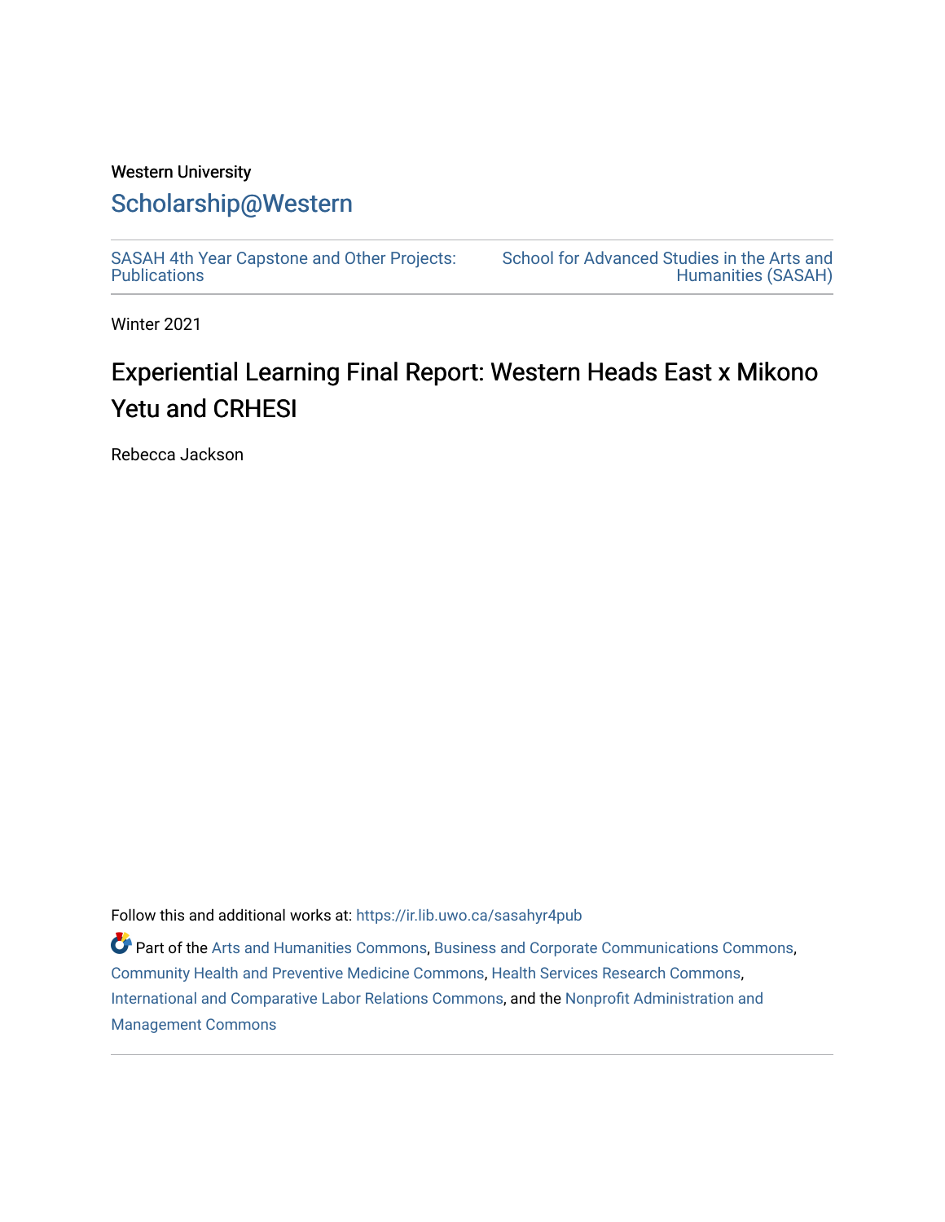Western University

# Scholarship@Western

SASAH 4th Year Capstone and Other Projects: Publications

School for Advanced Studies in the Arts and Humanities (SASAH)

Winter 2021

# Experiential Learning Final Report: Western Heads East x Mikono Yetu and CRHESI

Rebecca Jackson

Follow this and additional works at: https://ir.lib.uwo.ca/sasahyr4pub

Part of the Arts and Humanities Commons, Business and Corporate Communications Commons, Community Health and Preventive Medicine Commons, Health Services Research Commons, International and Comparative Labor Relations Commons, and the Nonprofit Administration and Management Commons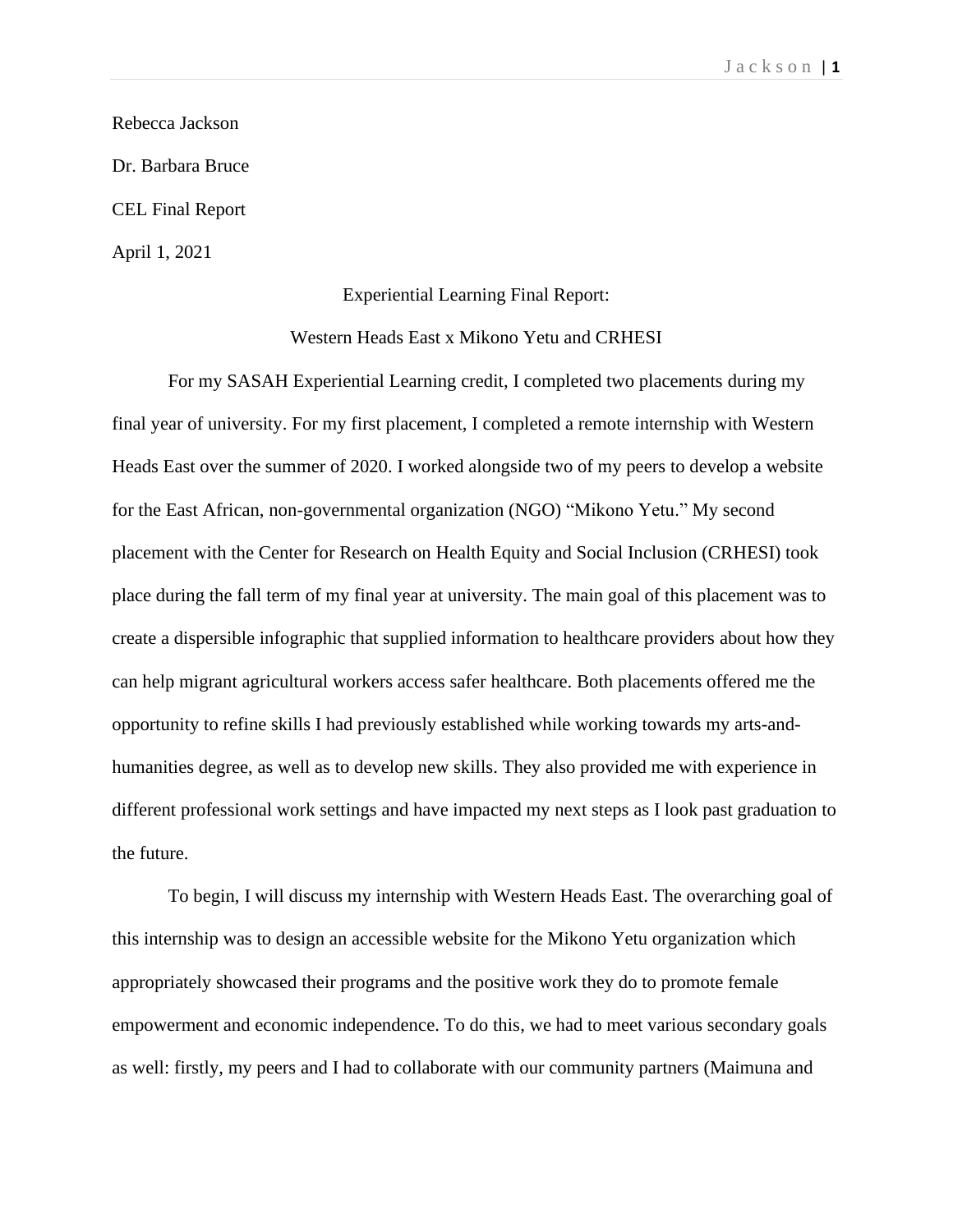Rebecca Jackson

Dr. Barbara Bruce

CEL Final Report

April 1, 2021

Experiential Learning Final Report:

Western Heads East x Mikono Yetu and CRHESI

For my SASAH Experiential Learning credit, I completed two placements during my final year of university. For my first placement, I completed a remote internship with Western Heads East over the summer of 2020. I worked alongside two of my peers to develop a website for the East African, non-governmental organization (NGO) "Mikono Yetu." My second placement with the Center for Research on Health Equity and Social Inclusion (CRHESI) took place during the fall term of my final year at university. The main goal of this placement was to create a dispersible infographic that supplied information to healthcare providers about how they can help migrant agricultural workers access safer healthcare. Both placements offered me the opportunity to refine skills I had previously established while working towards my arts-and-humanities degree, as well as to develop new skills. They also provided me with experience in different professional work settings and have impacted my next steps as I look past graduation to the future.

To begin, I will discuss my internship with Western Heads East. The overarching goal of this internship was to design an accessible website for the Mikono Yetu organization which appropriately showcased their programs and the positive work they do to promote female empowerment and economic independence. To do this, we had to meet various secondary goals as well: firstly, my peers and I had to collaborate with our community partners (Maimuna and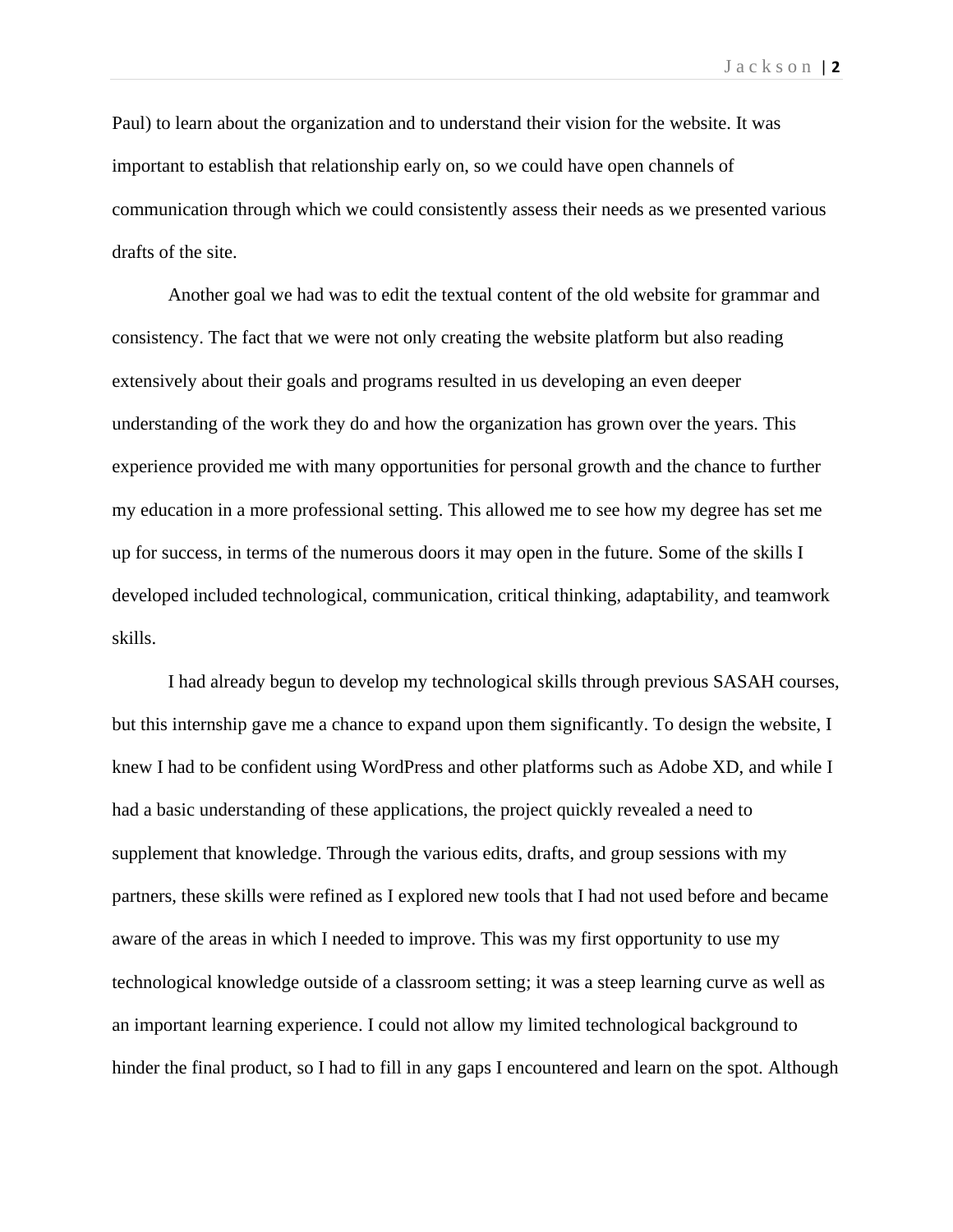Paul) to learn about the organization and to understand their vision for the website. It was important to establish that relationship early on, so we could have open channels of communication through which we could consistently assess their needs as we presented various drafts of the site.

Another goal we had was to edit the textual content of the old website for grammar and consistency. The fact that we were not only creating the website platform but also reading extensively about their goals and programs resulted in us developing an even deeper understanding of the work they do and how the organization has grown over the years. This experience provided me with many opportunities for personal growth and the chance to further my education in a more professional setting. This allowed me to see how my degree has set me up for success, in terms of the numerous doors it may open in the future. Some of the skills I developed included technological, communication, critical thinking, adaptability, and teamwork skills.

I had already begun to develop my technological skills through previous SASAH courses, but this internship gave me a chance to expand upon them significantly. To design the website, I knew I had to be confident using WordPress and other platforms such as Adobe XD, and while I had a basic understanding of these applications, the project quickly revealed a need to supplement that knowledge. Through the various edits, drafts, and group sessions with my partners, these skills were refined as I explored new tools that I had not used before and became aware of the areas in which I needed to improve. This was my first opportunity to use my technological knowledge outside of a classroom setting; it was a steep learning curve as well as an important learning experience. I could not allow my limited technological background to hinder the final product, so I had to fill in any gaps I encountered and learn on the spot. Although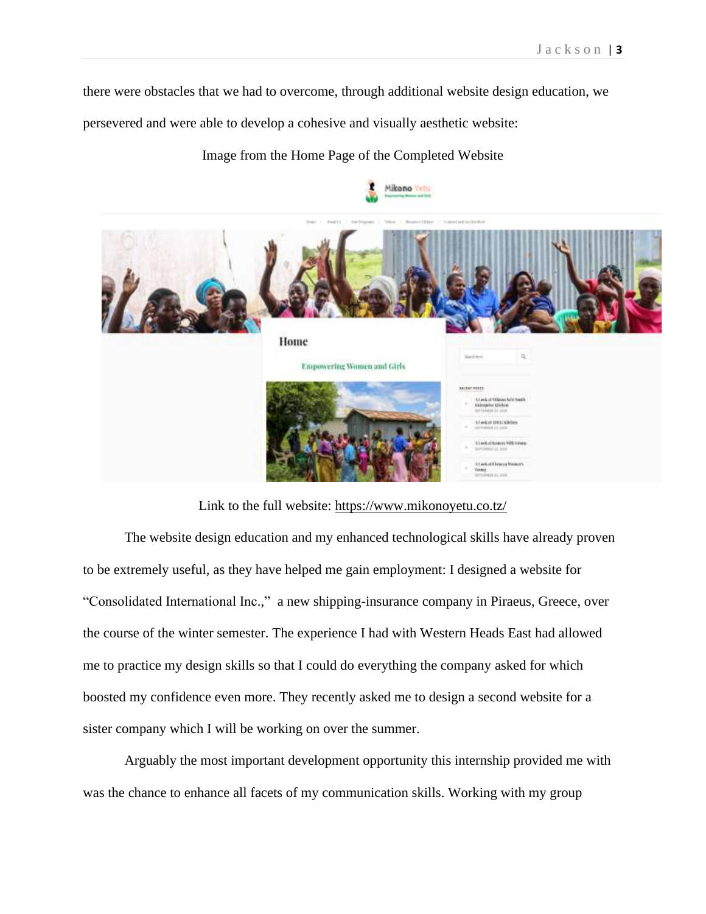there were obstacles that we had to overcome, through additional website design education, we persevered and were able to develop a cohesive and visually aesthetic website:

Image from the Home Page of the Completed Website

Link to the full website: https://www.mikonoyetu.co.tz/

The website design education and my enhanced technological skills have already proven to be extremely useful, as they have helped me gain employment: I designed a website for "Consolidated International Inc.," a new shipping-insurance company in Piraeus, Greece, over the course of the winter semester. The experience I had with Western Heads East had allowed me to practice my design skills so that I could do everything the company asked for which boosted my confidence even more. They recently asked me to design a second website for a sister company which I will be working on over the summer.

Arguably the most important development opportunity this internship provided me with was the chance to enhance all facets of my communication skills. Working with my group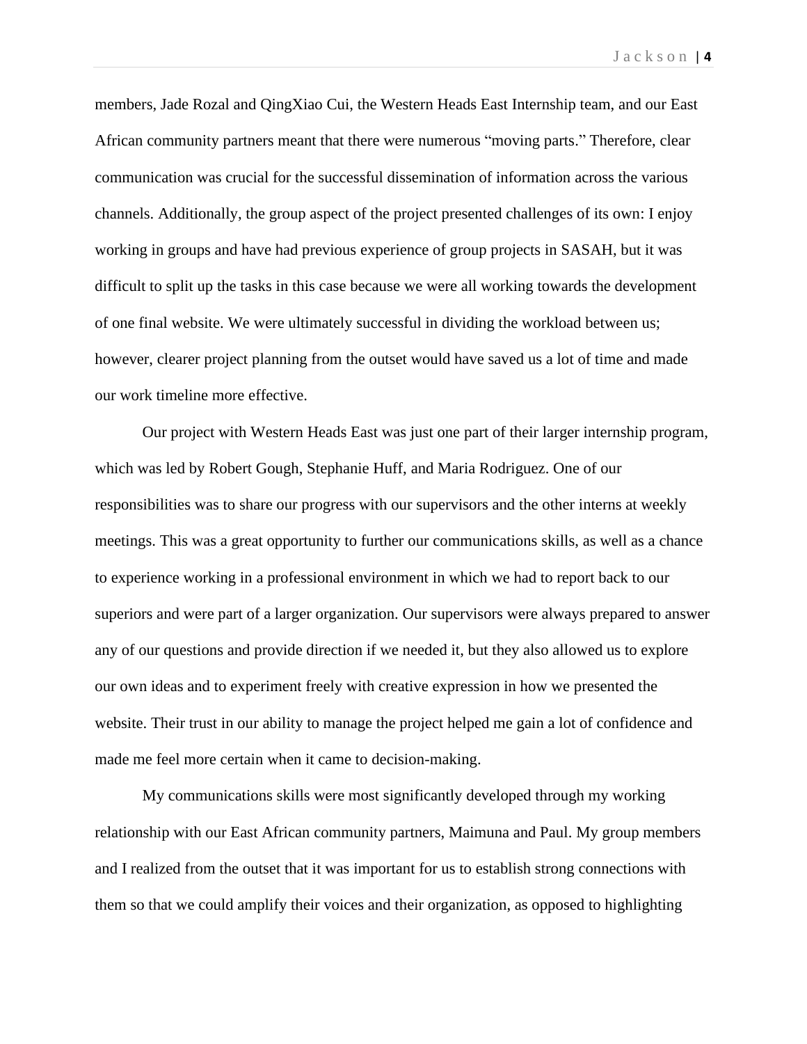members, Jade Rozal and QingXiao Cui, the Western Heads East Internship team, and our East African community partners meant that there were numerous "moving parts." Therefore, clear communication was crucial for the successful dissemination of information across the various channels. Additionally, the group aspect of the project presented challenges of its own: I enjoy working in groups and have had previous experience of group projects in SASAH, but it was difficult to split up the tasks in this case because we were all working towards the development of one final website. We were ultimately successful in dividing the workload between us; however, clearer project planning from the outset would have saved us a lot of time and made our work timeline more effective.

Our project with Western Heads East was just one part of their larger internship program, which was led by Robert Gough, Stephanie Huff, and Maria Rodriguez. One of our responsibilities was to share our progress with our supervisors and the other interns at weekly meetings. This was a great opportunity to further our communications skills, as well as a chance to experience working in a professional environment in which we had to report back to our superiors and were part of a larger organization. Our supervisors were always prepared to answer any of our questions and provide direction if we needed it, but they also allowed us to explore our own ideas and to experiment freely with creative expression in how we presented the website. Their trust in our ability to manage the project helped me gain a lot of confidence and made me feel more certain when it came to decision-making.

My communications skills were most significantly developed through my working relationship with our East African community partners, Maimuna and Paul. My group members and I realized from the outset that it was important for us to establish strong connections with them so that we could amplify their voices and their organization, as opposed to highlighting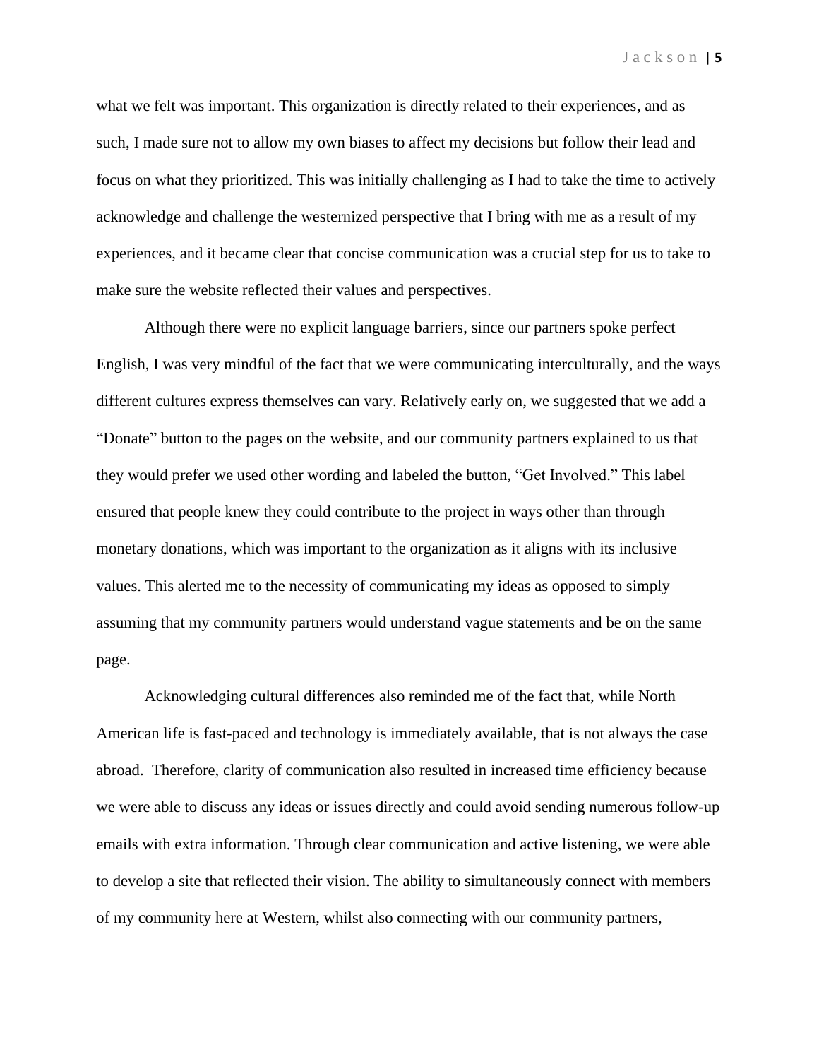what we felt was important. This organization is directly related to their experiences, and as such, I made sure not to allow my own biases to affect my decisions but follow their lead and focus on what they prioritized. This was initially challenging as I had to take the time to actively acknowledge and challenge the westernized perspective that I bring with me as a result of my experiences, and it became clear that concise communication was a crucial step for us to take to make sure the website reflected their values and perspectives.

Although there were no explicit language barriers, since our partners spoke perfect English, I was very mindful of the fact that we were communicating interculturally, and the ways different cultures express themselves can vary. Relatively early on, we suggested that we add a "Donate" button to the pages on the website, and our community partners explained to us that they would prefer we used other wording and labeled the button, "Get Involved." This label ensured that people knew they could contribute to the project in ways other than through monetary donations, which was important to the organization as it aligns with its inclusive values. This alerted me to the necessity of communicating my ideas as opposed to simply assuming that my community partners would understand vague statements and be on the same page.

Acknowledging cultural differences also reminded me of the fact that, while North American life is fast-paced and technology is immediately available, that is not always the case abroad. Therefore, clarity of communication also resulted in increased time efficiency because we were able to discuss any ideas or issues directly and could avoid sending numerous follow-up emails with extra information. Through clear communication and active listening, we were able to develop a site that reflected their vision. The ability to simultaneously connect with members of my community here at Western, whilst also connecting with our community partners,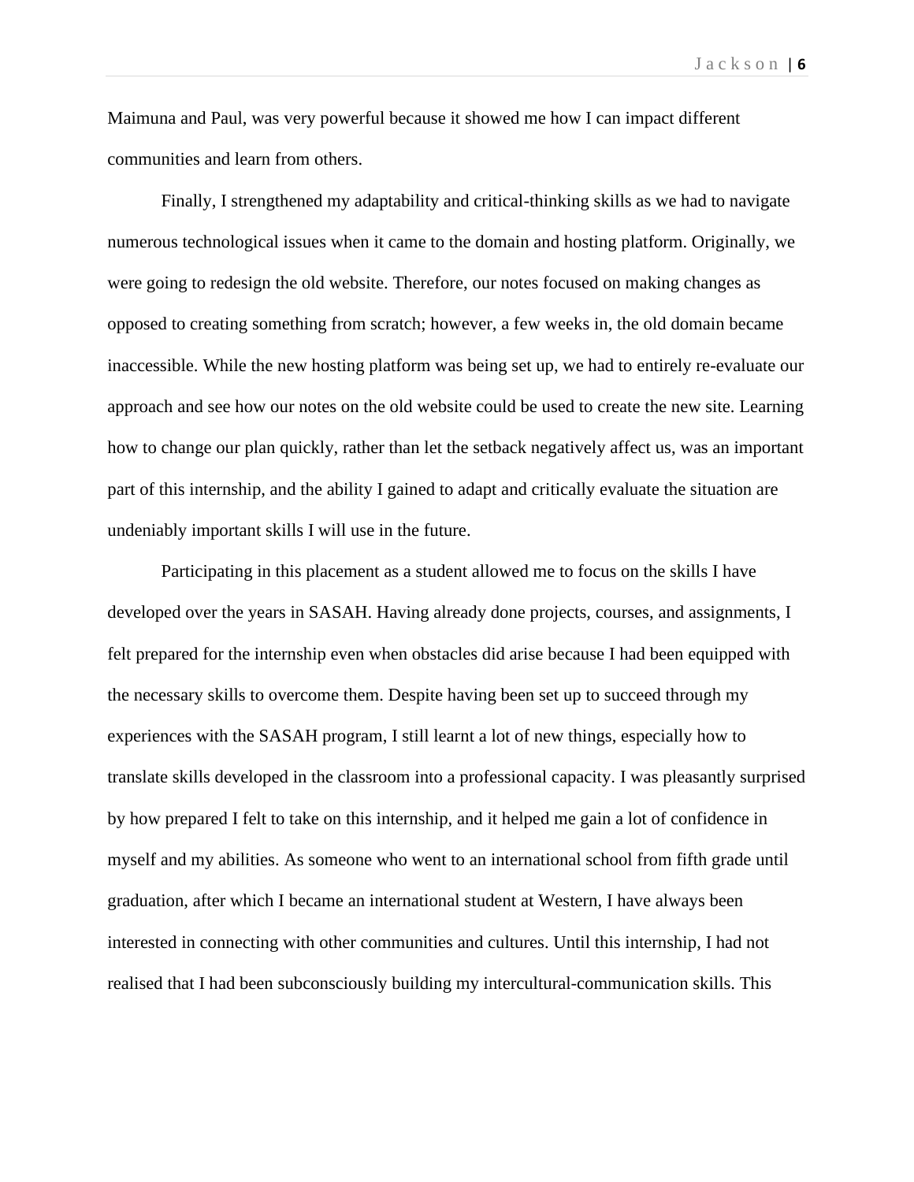Maimuna and Paul, was very powerful because it showed me how I can impact different communities and learn from others.

Finally, I strengthened my adaptability and critical-thinking skills as we had to navigate numerous technological issues when it came to the domain and hosting platform. Originally, we were going to redesign the old website. Therefore, our notes focused on making changes as opposed to creating something from scratch; however, a few weeks in, the old domain became inaccessible. While the new hosting platform was being set up, we had to entirely re-evaluate our approach and see how our notes on the old website could be used to create the new site. Learning how to change our plan quickly, rather than let the setback negatively affect us, was an important part of this internship, and the ability I gained to adapt and critically evaluate the situation are undeniably important skills I will use in the future.

Participating in this placement as a student allowed me to focus on the skills I have developed over the years in SASAH. Having already done projects, courses, and assignments, I felt prepared for the internship even when obstacles did arise because I had been equipped with the necessary skills to overcome them. Despite having been set up to succeed through my experiences with the SASAH program, I still learnt a lot of new things, especially how to translate skills developed in the classroom into a professional capacity. I was pleasantly surprised by how prepared I felt to take on this internship, and it helped me gain a lot of confidence in myself and my abilities. As someone who went to an international school from fifth grade until graduation, after which I became an international student at Western, I have always been interested in connecting with other communities and cultures. Until this internship, I had not realised that I had been subconsciously building my intercultural-communication skills. This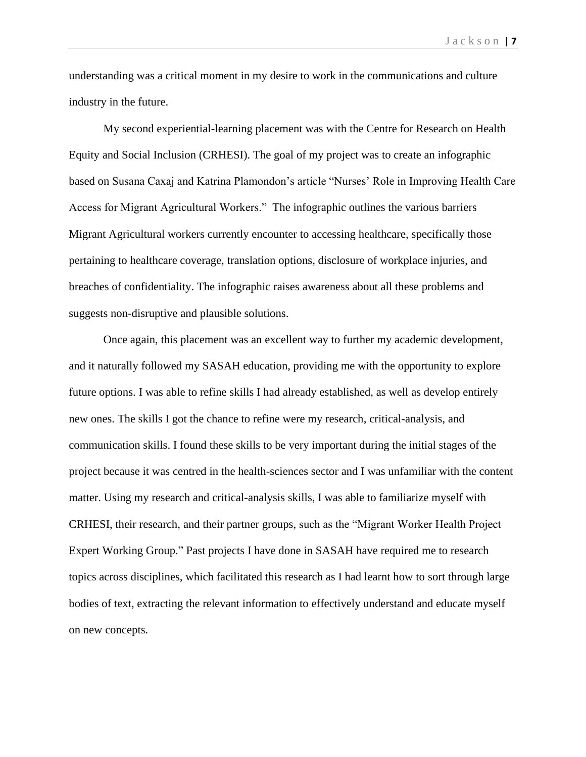understanding was a critical moment in my desire to work in the communications and culture industry in the future.

My second experiential-learning placement was with the Centre for Research on Health Equity and Social Inclusion (CRHESI). The goal of my project was to create an infographic based on Susana Caxaj and Katrina Plamondon's article "Nurses' Role in Improving Health Care Access for Migrant Agricultural Workers." The infographic outlines the various barriers Migrant Agricultural workers currently encounter to accessing healthcare, specifically those pertaining to healthcare coverage, translation options, disclosure of workplace injuries, and breaches of confidentiality. The infographic raises awareness about all these problems and suggests non-disruptive and plausible solutions.

Once again, this placement was an excellent way to further my academic development, and it naturally followed my SASAH education, providing me with the opportunity to explore future options. I was able to refine skills I had already established, as well as develop entirely new ones. The skills I got the chance to refine were my research, critical-analysis, and communication skills. I found these skills to be very important during the initial stages of the project because it was centred in the health-sciences sector and I was unfamiliar with the content matter. Using my research and critical-analysis skills, I was able to familiarize myself with CRHESI, their research, and their partner groups, such as the "Migrant Worker Health Project Expert Working Group." Past projects I have done in SASAH have required me to research topics across disciplines, which facilitated this research as I had learnt how to sort through large bodies of text, extracting the relevant information to effectively understand and educate myself on new concepts.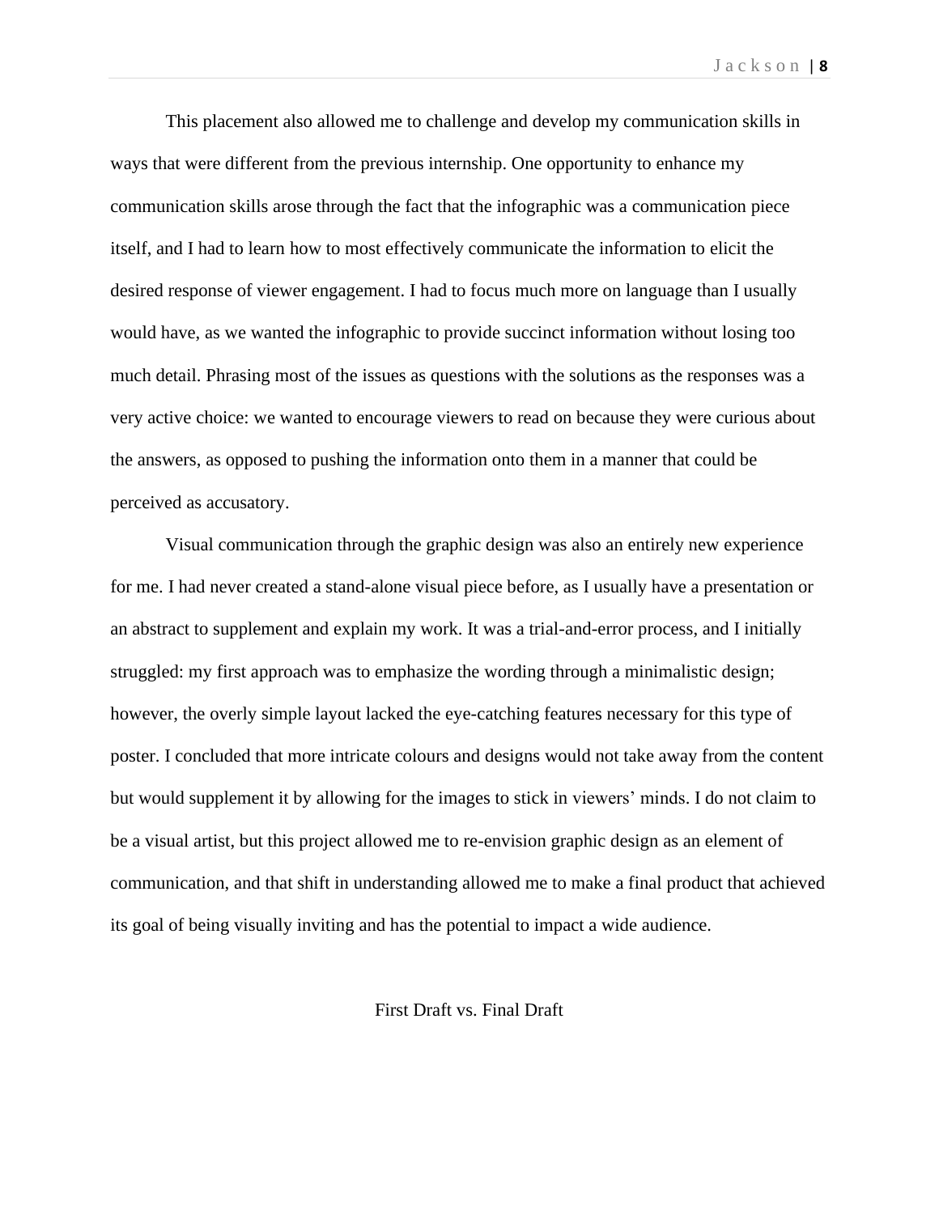This placement also allowed me to challenge and develop my communication skills in ways that were different from the previous internship. One opportunity to enhance my communication skills arose through the fact that the infographic was a communication piece itself, and I had to learn how to most effectively communicate the information to elicit the desired response of viewer engagement. I had to focus much more on language than I usually would have, as we wanted the infographic to provide succinct information without losing too much detail. Phrasing most of the issues as questions with the solutions as the responses was a very active choice: we wanted to encourage viewers to read on because they were curious about the answers, as opposed to pushing the information onto them in a manner that could be perceived as accusatory.

Visual communication through the graphic design was also an entirely new experience for me. I had never created a stand-alone visual piece before, as I usually have a presentation or an abstract to supplement and explain my work. It was a trial-and-error process, and I initially struggled: my first approach was to emphasize the wording through a minimalistic design; however, the overly simple layout lacked the eye-catching features necessary for this type of poster. I concluded that more intricate colours and designs would not take away from the content but would supplement it by allowing for the images to stick in viewers' minds. I do not claim to be a visual artist, but this project allowed me to re-envision graphic design as an element of communication, and that shift in understanding allowed me to make a final product that achieved its goal of being visually inviting and has the potential to impact a wide audience.

First Draft vs. Final Draft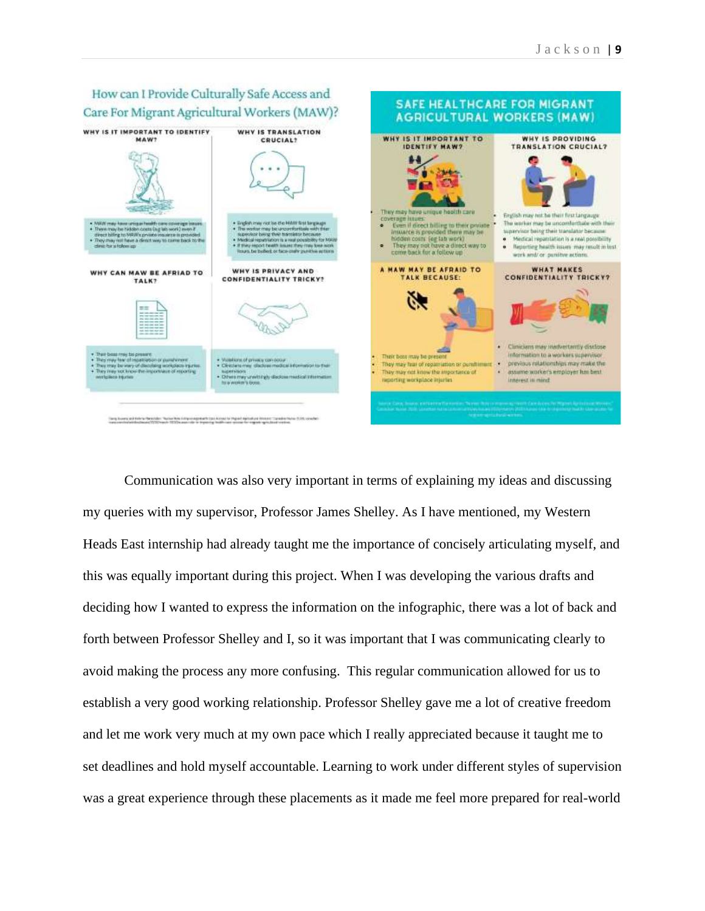## How can I Provide Culturally Safe Access and Care For Migrant Agricultural Workers (MAW)?

**WHY IS IT IMPORTANT TO IDENTIFY MAW?**

- MAW may have unique health care coverage issues.
- There may be hidden costs (e.g lab work) even if direct billing to MAW's private insurance is provided
- They may not have a direct way to come back to the clinic for a follow up

**WHY IS TRANSLATION CRUCIAL?**

- English may not be the MAW first language
- The worker may be uncomfortable with their supervisor being their translator because:
- Medical repatriation is a real possibility for MAW
- If they report health issues they may lose work hours, be bullied, or face other punitive actions

**WHY CAN MAW BE AFRAID TO TALK?**

- Their boss may be present
- They may fear of repatriation or punishment
- They may be wary of disclosing workplace injuries
- They may not know the importance of reporting workplace injuries

**WHY IS PRIVACY AND CONFIDENTIALITY TRICKY?**

- Violations of privacy can occur
- Clinicians may disclose medical information to their supervisors
- Others may unwittingly disclose medical information to a worker's boss

## SAFE HEALTHCARE FOR MIGRANT AGRICULTURAL WORKERS (MAW)

**WHY IS IT IMPORTANT TO IDENTIFY MAW?**

They may have unique health care coverage issues:

- Even if direct billing to their private insurance is provided there may be hidden costs (eg lab work)
- They may not have a direct way to come back for a follow up

**WHY IS PROVIDING TRANSLATION CRUCIAL?**

- English may not be their first language
- The worker may be uncomfortable with their supervisor being their translator because:
  - Medical repatriation is a real possibility
  - Reporting health issues may result in lost work and/ or punitive actions

**A MAW MAY BE AFRAID TO TALK BECAUSE:**

- Their boss may be present
- They may fear of repatriation or punishment
- They may not know the importance of reporting workplace injuries

**WHAT MAKES CONFIDENTIALITY TRICKY?**

- Clinicians may inadvertently disclose information to a workers supervisor
- previous relationships may make the
- assume worker's employer has best interest in mind

Communication was also very important in terms of explaining my ideas and discussing my queries with my supervisor, Professor James Shelley. As I have mentioned, my Western Heads East internship had already taught me the importance of concisely articulating myself, and this was equally important during this project. When I was developing the various drafts and deciding how I wanted to express the information on the infographic, there was a lot of back and forth between Professor Shelley and I, so it was important that I was communicating clearly to avoid making the process any more confusing. This regular communication allowed for us to establish a very good working relationship. Professor Shelley gave me a lot of creative freedom and let me work very much at my own pace which I really appreciated because it taught me to set deadlines and hold myself accountable. Learning to work under different styles of supervision was a great experience through these placements as it made me feel more prepared for real-world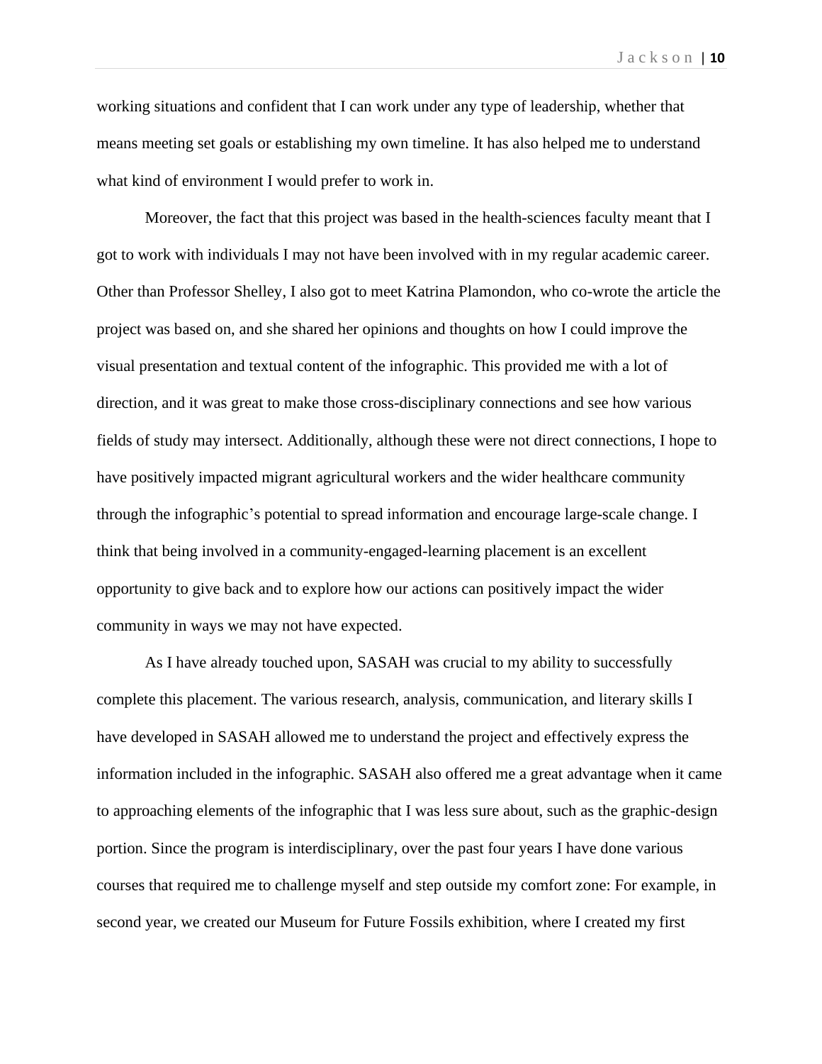working situations and confident that I can work under any type of leadership, whether that means meeting set goals or establishing my own timeline. It has also helped me to understand what kind of environment I would prefer to work in.

Moreover, the fact that this project was based in the health-sciences faculty meant that I got to work with individuals I may not have been involved with in my regular academic career. Other than Professor Shelley, I also got to meet Katrina Plamondon, who co-wrote the article the project was based on, and she shared her opinions and thoughts on how I could improve the visual presentation and textual content of the infographic. This provided me with a lot of direction, and it was great to make those cross-disciplinary connections and see how various fields of study may intersect. Additionally, although these were not direct connections, I hope to have positively impacted migrant agricultural workers and the wider healthcare community through the infographic's potential to spread information and encourage large-scale change. I think that being involved in a community-engaged-learning placement is an excellent opportunity to give back and to explore how our actions can positively impact the wider community in ways we may not have expected.

As I have already touched upon, SASAH was crucial to my ability to successfully complete this placement. The various research, analysis, communication, and literary skills I have developed in SASAH allowed me to understand the project and effectively express the information included in the infographic. SASAH also offered me a great advantage when it came to approaching elements of the infographic that I was less sure about, such as the graphic-design portion. Since the program is interdisciplinary, over the past four years I have done various courses that required me to challenge myself and step outside my comfort zone: For example, in second year, we created our Museum for Future Fossils exhibition, where I created my first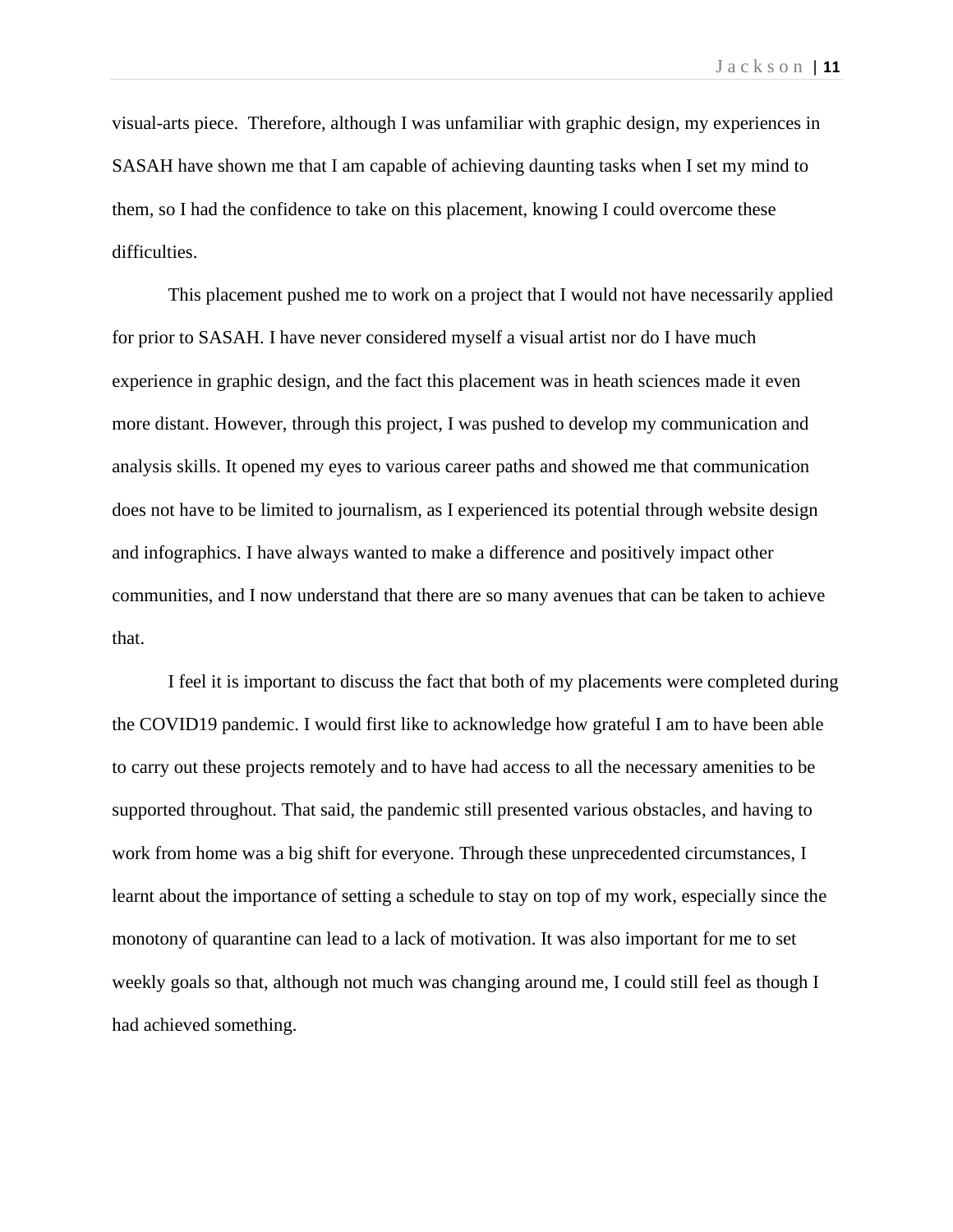visual-arts piece. Therefore, although I was unfamiliar with graphic design, my experiences in SASAH have shown me that I am capable of achieving daunting tasks when I set my mind to them, so I had the confidence to take on this placement, knowing I could overcome these difficulties.

This placement pushed me to work on a project that I would not have necessarily applied for prior to SASAH. I have never considered myself a visual artist nor do I have much experience in graphic design, and the fact this placement was in heath sciences made it even more distant. However, through this project, I was pushed to develop my communication and analysis skills. It opened my eyes to various career paths and showed me that communication does not have to be limited to journalism, as I experienced its potential through website design and infographics. I have always wanted to make a difference and positively impact other communities, and I now understand that there are so many avenues that can be taken to achieve that.

I feel it is important to discuss the fact that both of my placements were completed during the COVID19 pandemic. I would first like to acknowledge how grateful I am to have been able to carry out these projects remotely and to have had access to all the necessary amenities to be supported throughout. That said, the pandemic still presented various obstacles, and having to work from home was a big shift for everyone. Through these unprecedented circumstances, I learnt about the importance of setting a schedule to stay on top of my work, especially since the monotony of quarantine can lead to a lack of motivation. It was also important for me to set weekly goals so that, although not much was changing around me, I could still feel as though I had achieved something.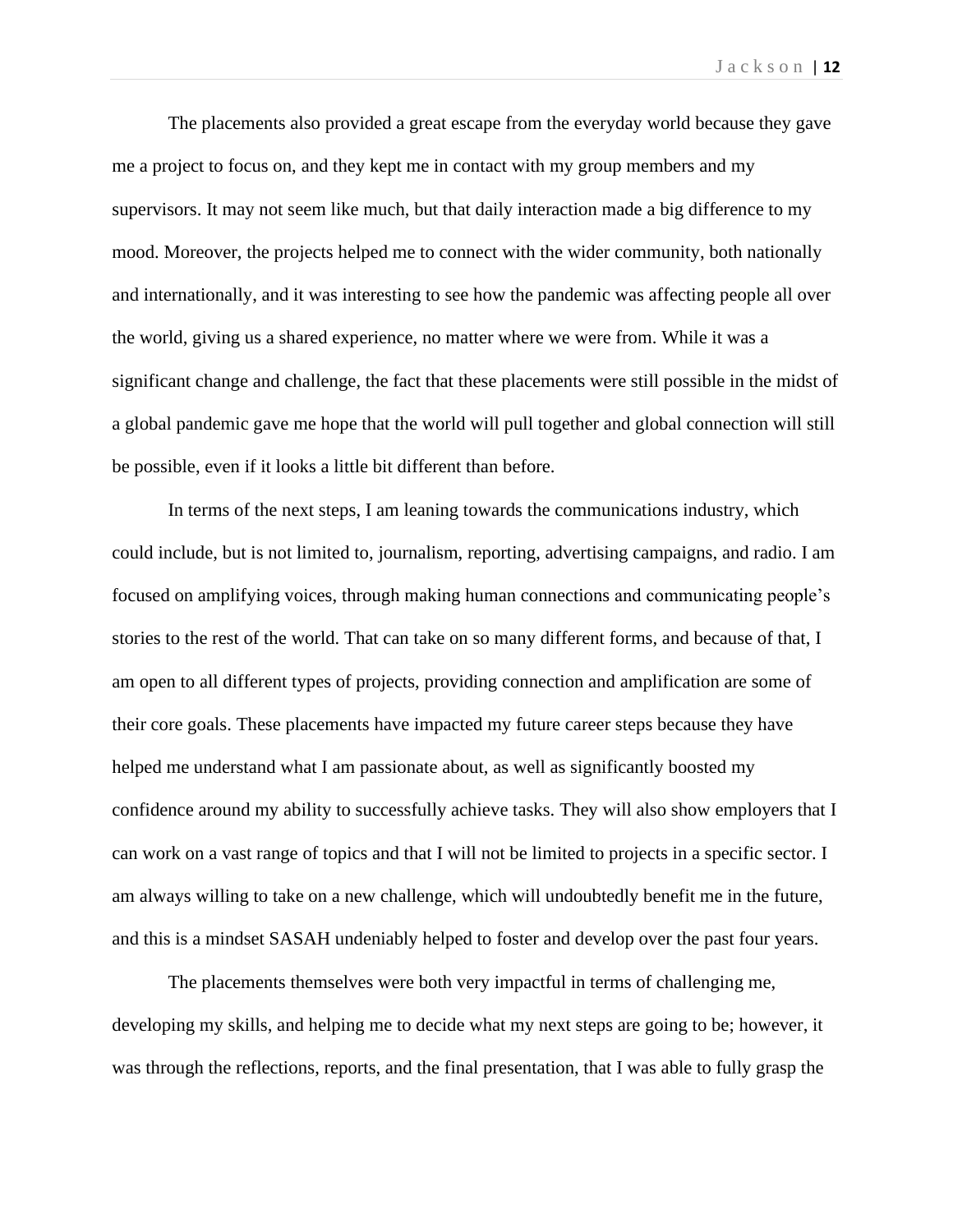The placements also provided a great escape from the everyday world because they gave me a project to focus on, and they kept me in contact with my group members and my supervisors. It may not seem like much, but that daily interaction made a big difference to my mood. Moreover, the projects helped me to connect with the wider community, both nationally and internationally, and it was interesting to see how the pandemic was affecting people all over the world, giving us a shared experience, no matter where we were from. While it was a significant change and challenge, the fact that these placements were still possible in the midst of a global pandemic gave me hope that the world will pull together and global connection will still be possible, even if it looks a little bit different than before.

In terms of the next steps, I am leaning towards the communications industry, which could include, but is not limited to, journalism, reporting, advertising campaigns, and radio. I am focused on amplifying voices, through making human connections and communicating people's stories to the rest of the world. That can take on so many different forms, and because of that, I am open to all different types of projects, providing connection and amplification are some of their core goals. These placements have impacted my future career steps because they have helped me understand what I am passionate about, as well as significantly boosted my confidence around my ability to successfully achieve tasks. They will also show employers that I can work on a vast range of topics and that I will not be limited to projects in a specific sector. I am always willing to take on a new challenge, which will undoubtedly benefit me in the future, and this is a mindset SASAH undeniably helped to foster and develop over the past four years.

The placements themselves were both very impactful in terms of challenging me, developing my skills, and helping me to decide what my next steps are going to be; however, it was through the reflections, reports, and the final presentation, that I was able to fully grasp the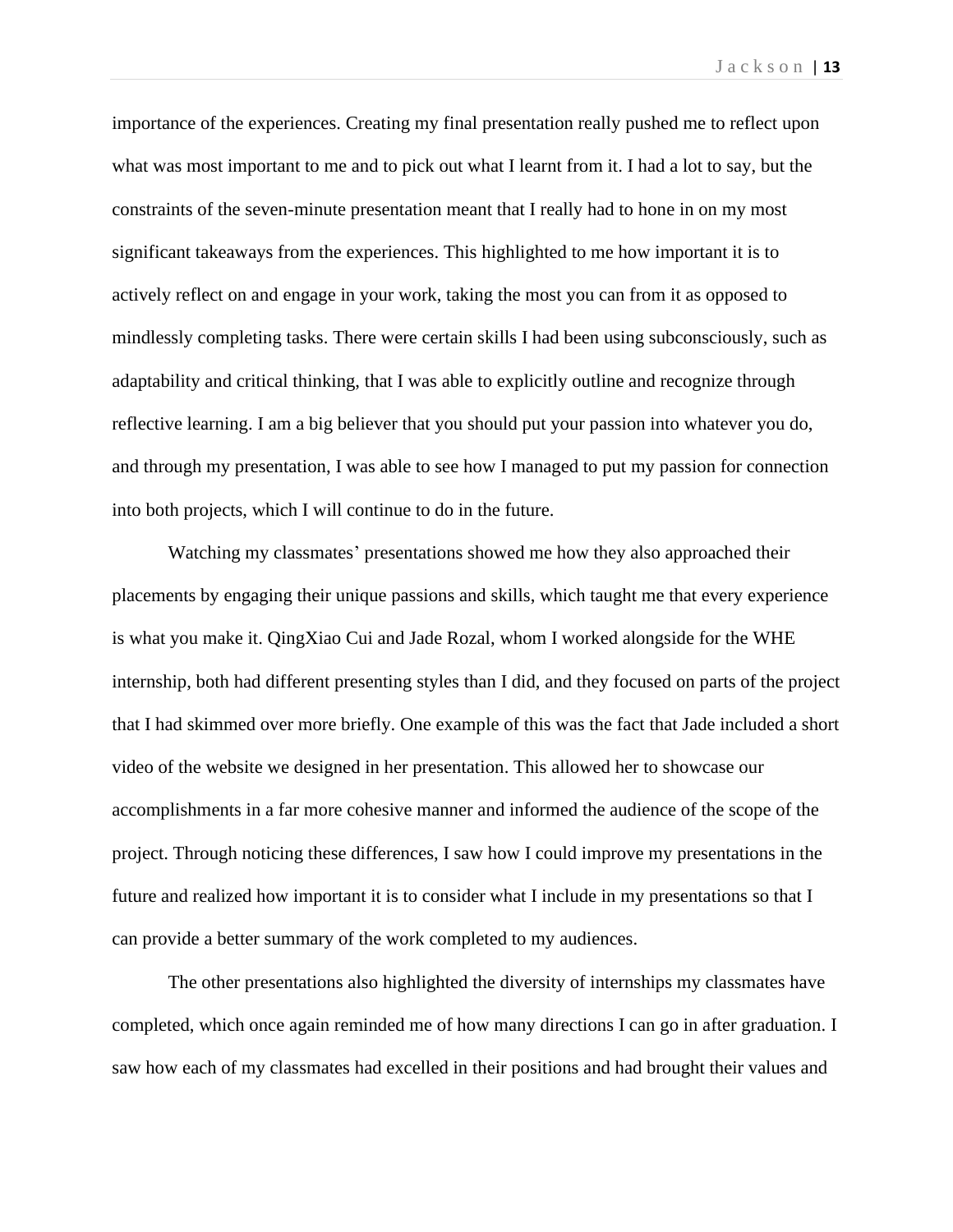importance of the experiences. Creating my final presentation really pushed me to reflect upon what was most important to me and to pick out what I learnt from it. I had a lot to say, but the constraints of the seven-minute presentation meant that I really had to hone in on my most significant takeaways from the experiences. This highlighted to me how important it is to actively reflect on and engage in your work, taking the most you can from it as opposed to mindlessly completing tasks. There were certain skills I had been using subconsciously, such as adaptability and critical thinking, that I was able to explicitly outline and recognize through reflective learning. I am a big believer that you should put your passion into whatever you do, and through my presentation, I was able to see how I managed to put my passion for connection into both projects, which I will continue to do in the future.

Watching my classmates' presentations showed me how they also approached their placements by engaging their unique passions and skills, which taught me that every experience is what you make it. QingXiao Cui and Jade Rozal, whom I worked alongside for the WHE internship, both had different presenting styles than I did, and they focused on parts of the project that I had skimmed over more briefly. One example of this was the fact that Jade included a short video of the website we designed in her presentation. This allowed her to showcase our accomplishments in a far more cohesive manner and informed the audience of the scope of the project. Through noticing these differences, I saw how I could improve my presentations in the future and realized how important it is to consider what I include in my presentations so that I can provide a better summary of the work completed to my audiences.

The other presentations also highlighted the diversity of internships my classmates have completed, which once again reminded me of how many directions I can go in after graduation. I saw how each of my classmates had excelled in their positions and had brought their values and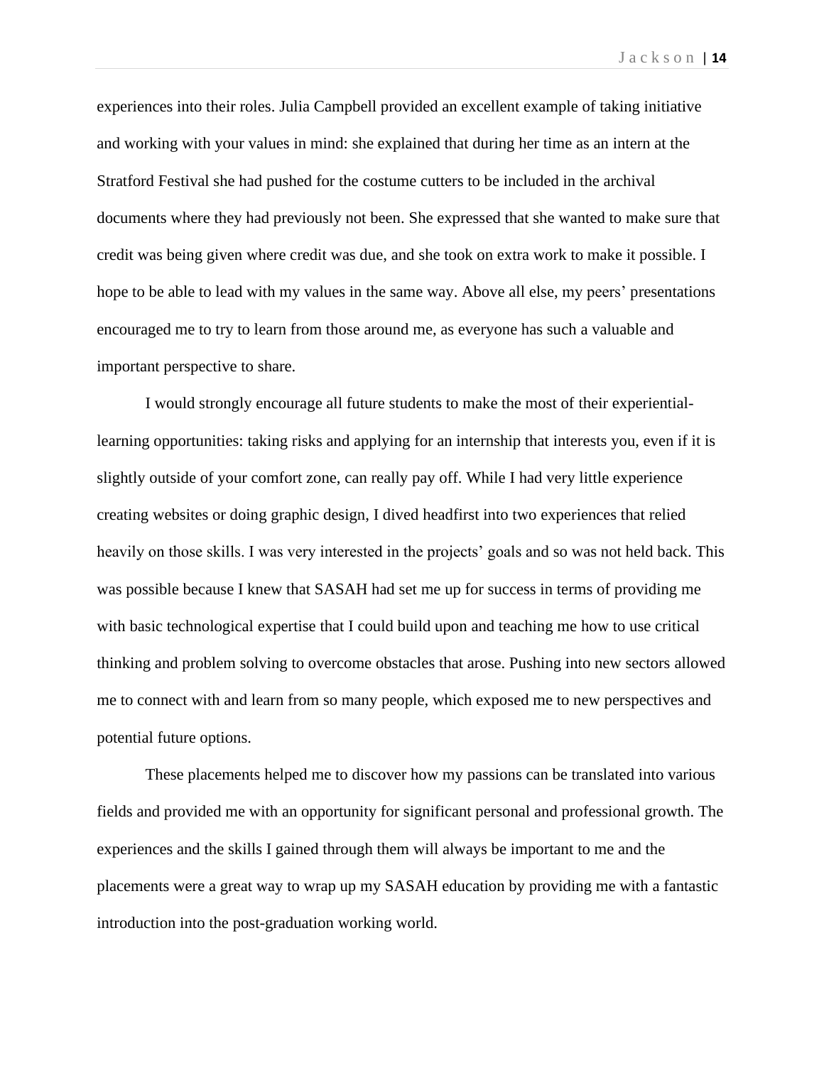experiences into their roles. Julia Campbell provided an excellent example of taking initiative and working with your values in mind: she explained that during her time as an intern at the Stratford Festival she had pushed for the costume cutters to be included in the archival documents where they had previously not been. She expressed that she wanted to make sure that credit was being given where credit was due, and she took on extra work to make it possible. I hope to be able to lead with my values in the same way. Above all else, my peers' presentations encouraged me to try to learn from those around me, as everyone has such a valuable and important perspective to share.

I would strongly encourage all future students to make the most of their experiential-learning opportunities: taking risks and applying for an internship that interests you, even if it is slightly outside of your comfort zone, can really pay off. While I had very little experience creating websites or doing graphic design, I dived headfirst into two experiences that relied heavily on those skills. I was very interested in the projects' goals and so was not held back. This was possible because I knew that SASAH had set me up for success in terms of providing me with basic technological expertise that I could build upon and teaching me how to use critical thinking and problem solving to overcome obstacles that arose. Pushing into new sectors allowed me to connect with and learn from so many people, which exposed me to new perspectives and potential future options.

These placements helped me to discover how my passions can be translated into various fields and provided me with an opportunity for significant personal and professional growth. The experiences and the skills I gained through them will always be important to me and the placements were a great way to wrap up my SASAH education by providing me with a fantastic introduction into the post-graduation working world.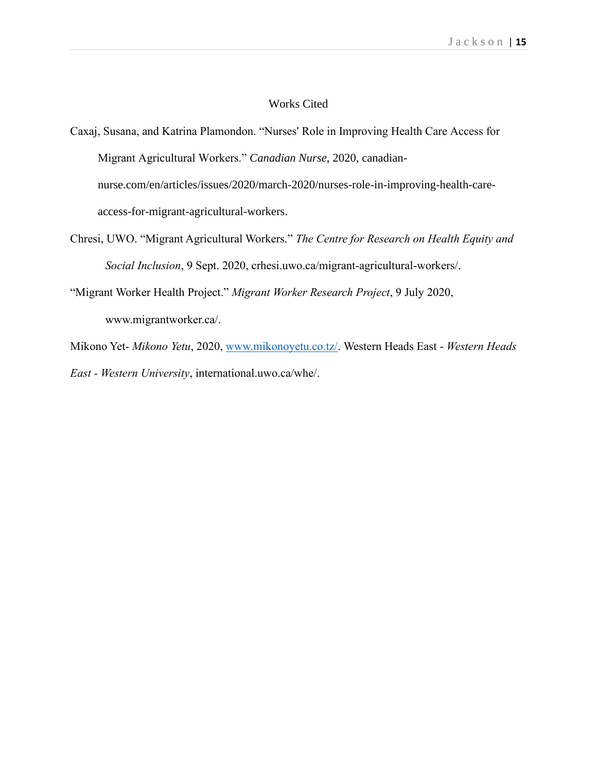# Works Cited

Caxaj, Susana, and Katrina Plamondon. "Nurses' Role in Improving Health Care Access for Migrant Agricultural Workers." *Canadian Nurse*, 2020, canadian-nurse.com/en/articles/issues/2020/march-2020/nurses-role-in-improving-health-care-access-for-migrant-agricultural-workers.

Chresi, UWO. "Migrant Agricultural Workers." *The Centre for Research on Health Equity and Social Inclusion*, 9 Sept. 2020, crhesi.uwo.ca/migrant-agricultural-workers/.

"Migrant Worker Health Project." *Migrant Worker Research Project*, 9 July 2020, www.migrantworker.ca/.

Mikono Yet- *Mikono Yetu*, 2020, [www.mikonoyetu.co.tz/](www.mikonoyetu.co.tz/). Western Heads East - *Western Heads East - Western University*, international.uwo.ca/whe/.